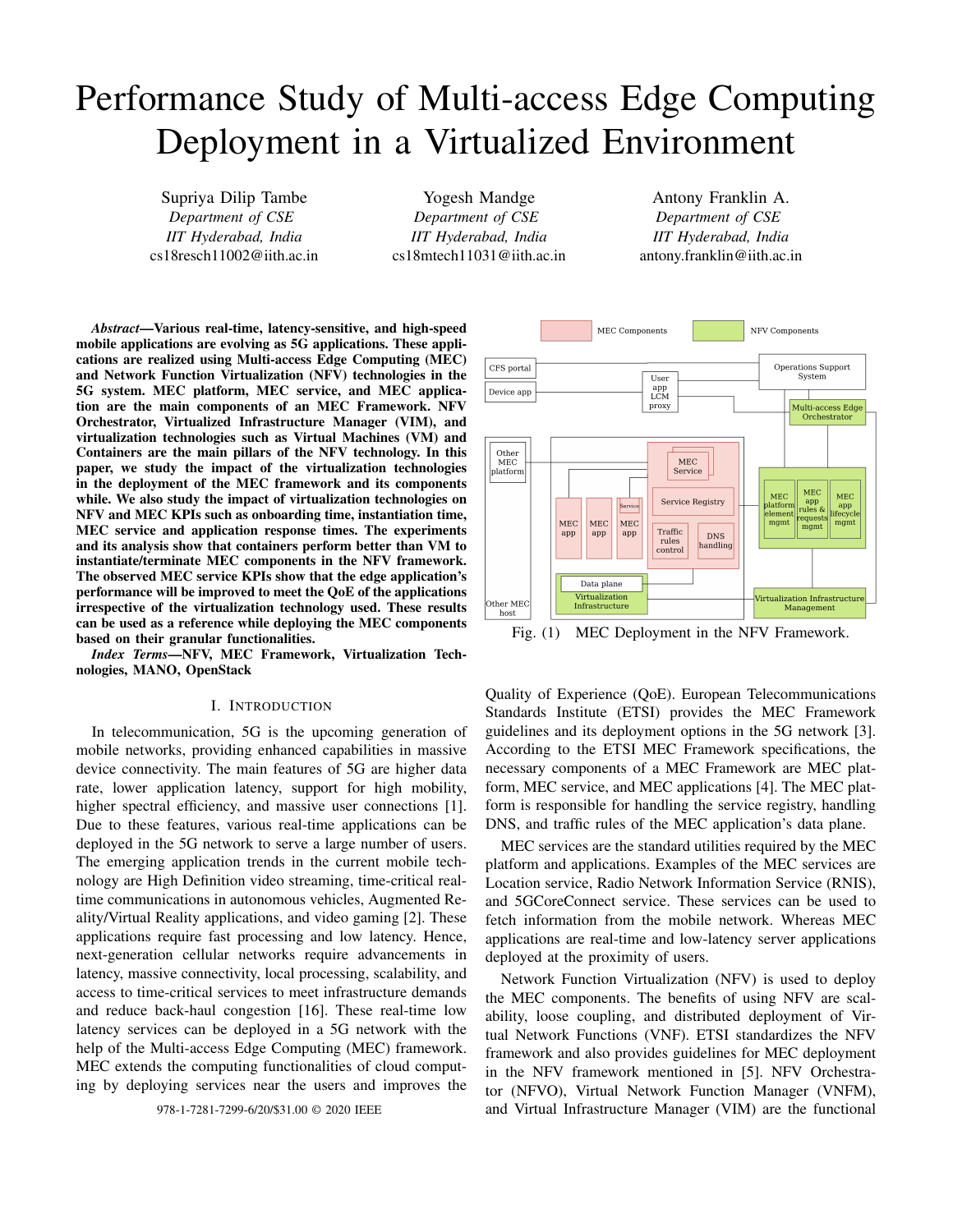# Performance Study of Multi-access Edge Computing Deployment in a Virtualized Environment

Supriya Dilip Tambe
*Department of CSE*
*IIT Hyderabad, India*
cs18resch11002@iith.ac.in

Yogesh Mandge
*Department of CSE*
*IIT Hyderabad, India*
cs18mtech11031@iith.ac.in

Antony Franklin A.
*Department of CSE*
*IIT Hyderabad, India*
antony.franklin@iith.ac.in

***Abstract*—Various real-time, latency-sensitive, and high-speed mobile applications are evolving as 5G applications. These applications are realized using Multi-access Edge Computing (MEC) and Network Function Virtualization (NFV) technologies in the 5G system. MEC platform, MEC service, and MEC application are the main components of an MEC Framework. NFV Orchestrator, Virtualized Infrastructure Manager (VIM), and virtualization technologies such as Virtual Machines (VM) and Containers are the main pillars of the NFV technology. In this paper, we study the impact of the virtualization technologies in the deployment of the MEC framework and its components while. We also study the impact of virtualization technologies on NFV and MEC KPIs such as onboarding time, instantiation time, MEC service and application response times. The experiments and its analysis show that containers perform better than VM to instantiate/terminate MEC components in the NFV framework. The observed MEC service KPIs show that the edge application's performance will be improved to meet the QoE of the applications irrespective of the virtualization technology used. These results can be used as a reference while deploying the MEC components based on their granular functionalities.**

***Index Terms*—NFV, MEC Framework, Virtualization Technologies, MANO, OpenStack**

## I. Introduction

In telecommunication, 5G is the upcoming generation of mobile networks, providing enhanced capabilities in massive device connectivity. The main features of 5G are higher data rate, lower application latency, support for high mobility, higher spectral efficiency, and massive user connections [1]. Due to these features, various real-time applications can be deployed in the 5G network to serve a large number of users. The emerging application trends in the current mobile technology are High Definition video streaming, time-critical real-time communications in autonomous vehicles, Augmented Reality/Virtual Reality applications, and video gaming [2]. These applications require fast processing and low latency. Hence, next-generation cellular networks require advancements in latency, massive connectivity, local processing, scalability, and access to time-critical services to meet infrastructure demands and reduce back-haul congestion [16]. These real-time low latency services can be deployed in a 5G network with the help of the Multi-access Edge Computing (MEC) framework. MEC extends the computing functionalities of cloud computing by deploying services near the users and improves the Quality of Experience (QoE). European Telecommunications Standards Institute (ETSI) provides the MEC Framework guidelines and its deployment options in the 5G network [3]. According to the ETSI MEC Framework specifications, the necessary components of a MEC Framework are MEC platform, MEC service, and MEC applications [4]. The MEC platform is responsible for handling the service registry, handling DNS, and traffic rules of the MEC application's data plane.

Fig. (1) MEC Deployment in the NFV Framework.

MEC services are the standard utilities required by the MEC platform and applications. Examples of the MEC services are Location service, Radio Network Information Service (RNIS), and 5GCoreConnect service. These services can be used to fetch information from the mobile network. Whereas MEC applications are real-time and low-latency server applications deployed at the proximity of users.

Network Function Virtualization (NFV) is used to deploy the MEC components. The benefits of using NFV are scalability, loose coupling, and distributed deployment of Virtual Network Functions (VNF). ETSI standardizes the NFV framework and also provides guidelines for MEC deployment in the NFV framework mentioned in [5]. NFV Orchestrator (NFVO), Virtual Network Function Manager (VNFM), and Virtual Infrastructure Manager (VIM) are the functional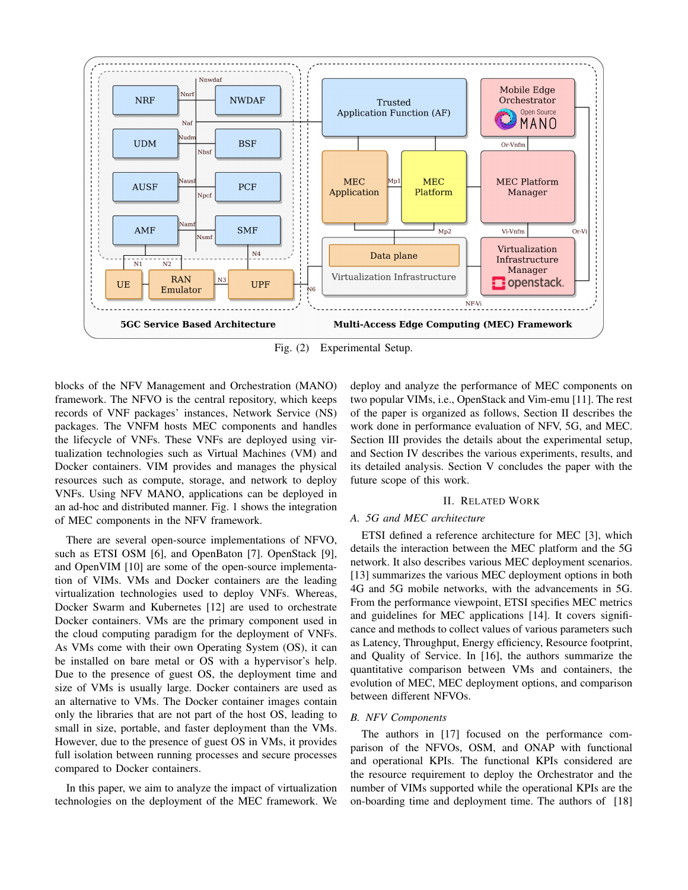Fig. (2)  Experimental Setup.

blocks of the NFV Management and Orchestration (MANO) framework. The NFVO is the central repository, which keeps records of VNF packages' instances, Network Service (NS) packages. The VNFM hosts MEC components and handles the lifecycle of VNFs. These VNFs are deployed using virtualization technologies such as Virtual Machines (VM) and Docker containers. VIM provides and manages the physical resources such as compute, storage, and network to deploy VNFs. Using NFV MANO, applications can be deployed in an ad-hoc and distributed manner. Fig. 1 shows the integration of MEC components in the NFV framework.

There are several open-source implementations of NFVO, such as ETSI OSM [6], and OpenBaton [7]. OpenStack [9], and OpenVIM [10] are some of the open-source implementation of VIMs. VMs and Docker containers are the leading virtualization technologies used to deploy VNFs. Whereas, Docker Swarm and Kubernetes [12] are used to orchestrate Docker containers. VMs are the primary component used in the cloud computing paradigm for the deployment of VNFs. As VMs come with their own Operating System (OS), it can be installed on bare metal or OS with a hypervisor's help. Due to the presence of guest OS, the deployment time and size of VMs is usually large. Docker containers are used as an alternative to VMs. The Docker container images contain only the libraries that are not part of the host OS, leading to small in size, portable, and faster deployment than the VMs. However, due to the presence of guest OS in VMs, it provides full isolation between running processes and secure processes compared to Docker containers.

In this paper, we aim to analyze the impact of virtualization technologies on the deployment of the MEC framework. We deploy and analyze the performance of MEC components on two popular VIMs, i.e., OpenStack and Vim-emu [11]. The rest of the paper is organized as follows, Section II describes the work done in performance evaluation of NFV, 5G, and MEC. Section III provides the details about the experimental setup, and Section IV describes the various experiments, results, and its detailed analysis. Section V concludes the paper with the future scope of this work.

## II. Related Work

### A. 5G and MEC architecture

ETSI defined a reference architecture for MEC [3], which details the interaction between the MEC platform and the 5G network. It also describes various MEC deployment scenarios. [13] summarizes the various MEC deployment options in both 4G and 5G mobile networks, with the advancements in 5G. From the performance viewpoint, ETSI specifies MEC metrics and guidelines for MEC applications [14]. It covers significance and methods to collect values of various parameters such as Latency, Throughput, Energy efficiency, Resource footprint, and Quality of Service. In [16], the authors summarize the quantitative comparison between VMs and containers, the evolution of MEC, MEC deployment options, and comparison between different NFVOs.

### B. NFV Components

The authors in [17] focused on the performance comparison of the NFVOs, OSM, and ONAP with functional and operational KPIs. The functional KPIs considered are the resource requirement to deploy the Orchestrator and the number of VIMs supported while the operational KPIs are the on-boarding time and deployment time. The authors of [18]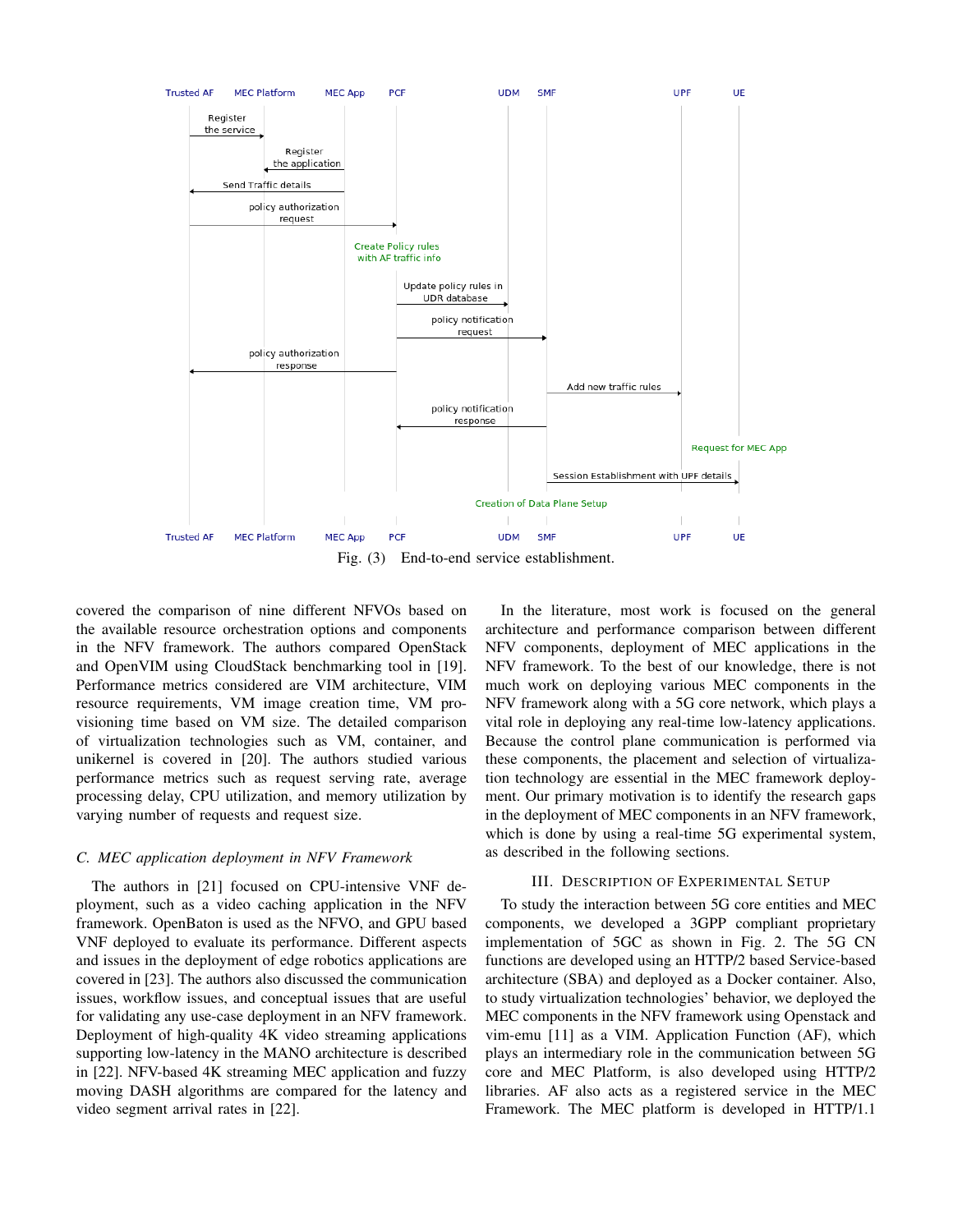Fig. (3) End-to-end service establishment.

covered the comparison of nine different NFVOs based on the available resource orchestration options and components in the NFV framework. The authors compared OpenStack and OpenVIM using CloudStack benchmarking tool in [19]. Performance metrics considered are VIM architecture, VIM resource requirements, VM image creation time, VM provisioning time based on VM size. The detailed comparison of virtualization technologies such as VM, container, and unikernel is covered in [20]. The authors studied various performance metrics such as request serving rate, average processing delay, CPU utilization, and memory utilization by varying number of requests and request size.

### *C. MEC application deployment in NFV Framework*

The authors in [21] focused on CPU-intensive VNF deployment, such as a video caching application in the NFV framework. OpenBaton is used as the NFVO, and GPU based VNF deployed to evaluate its performance. Different aspects and issues in the deployment of edge robotics applications are covered in [23]. The authors also discussed the communication issues, workflow issues, and conceptual issues that are useful for validating any use-case deployment in an NFV framework. Deployment of high-quality 4K video streaming applications supporting low-latency in the MANO architecture is described in [22]. NFV-based 4K streaming MEC application and fuzzy moving DASH algorithms are compared for the latency and video segment arrival rates in [22].

In the literature, most work is focused on the general architecture and performance comparison between different NFV components, deployment of MEC applications in the NFV framework. To the best of our knowledge, there is not much work on deploying various MEC components in the NFV framework along with a 5G core network, which plays a vital role in deploying any real-time low-latency applications. Because the control plane communication is performed via these components, the placement and selection of virtualization technology are essential in the MEC framework deployment. Our primary motivation is to identify the research gaps in the deployment of MEC components in an NFV framework, which is done by using a real-time 5G experimental system, as described in the following sections.

## III. Description of Experimental Setup

To study the interaction between 5G core entities and MEC components, we developed a 3GPP compliant proprietary implementation of 5GC as shown in Fig. 2. The 5G CN functions are developed using an HTTP/2 based Service-based architecture (SBA) and deployed as a Docker container. Also, to study virtualization technologies' behavior, we deployed the MEC components in the NFV framework using Openstack and vim-emu [11] as a VIM. Application Function (AF), which plays an intermediary role in the communication between 5G core and MEC Platform, is also developed using HTTP/2 libraries. AF also acts as a registered service in the MEC Framework. The MEC platform is developed in HTTP/1.1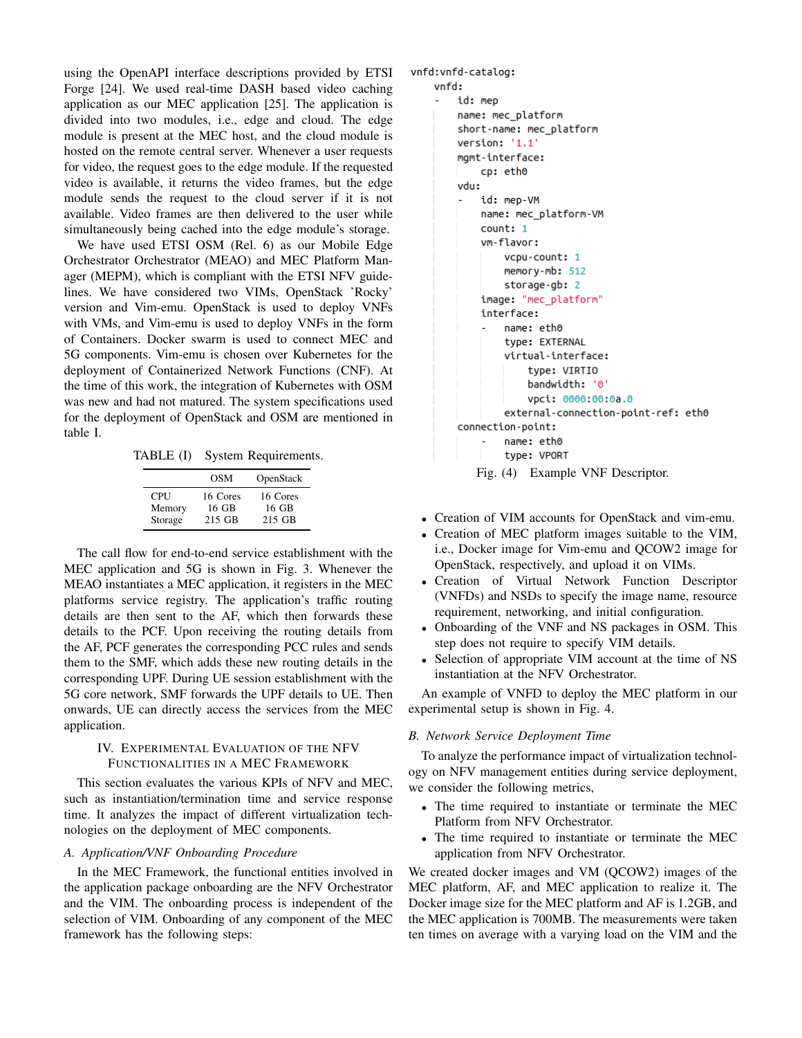using the OpenAPI interface descriptions provided by ETSI Forge [24]. We used real-time DASH based video caching application as our MEC application [25]. The application is divided into two modules, i.e., edge and cloud. The edge module is present at the MEC host, and the cloud module is hosted on the remote central server. Whenever a user requests for video, the request goes to the edge module. If the requested video is available, it returns the video frames, but the edge module sends the request to the cloud server if it is not available. Video frames are then delivered to the user while simultaneously being cached into the edge module's storage.

We have used ETSI OSM (Rel. 6) as our Mobile Edge Orchestrator Orchestrator (MEAO) and MEC Platform Manager (MEPM), which is compliant with the ETSI NFV guidelines. We have considered two VIMs, OpenStack 'Rocky' version and Vim-emu. OpenStack is used to deploy VNFs with VMs, and Vim-emu is used to deploy VNFs in the form of Containers. Docker swarm is used to connect MEC and 5G components. Vim-emu is chosen over Kubernetes for the deployment of Containerized Network Functions (CNF). At the time of this work, the integration of Kubernetes with OSM was new and had not matured. The system specifications used for the deployment of OpenStack and OSM are mentioned in table I.

TABLE (I) System Requirements.

| | OSM | OpenStack |
|---|---|---|
| CPU | 16 Cores | 16 Cores |
| Memory | 16 GB | 16 GB |
| Storage | 215 GB | 215 GB |

The call flow for end-to-end service establishment with the MEC application and 5G is shown in Fig. 3. Whenever the MEAO instantiates a MEC application, it registers in the MEC platforms service registry. The application's traffic routing details are then sent to the AF, which then forwards these details to the PCF. Upon receiving the routing details from the AF, PCF generates the corresponding PCC rules and sends them to the SMF, which adds these new routing details in the corresponding UPF. During UE session establishment with the 5G core network, SMF forwards the UPF details to UE. Then onwards, UE can directly access the services from the MEC application.

## IV. Experimental Evaluation of the NFV Functionalities in a MEC Framework

This section evaluates the various KPIs of NFV and MEC, such as instantiation/termination time and service response time. It analyzes the impact of different virtualization technologies on the deployment of MEC components.

### A. Application/VNF Onboarding Procedure

In the MEC Framework, the functional entities involved in the application package onboarding are the NFV Orchestrator and the VIM. The onboarding process is independent of the selection of VIM. Onboarding of any component of the MEC framework has the following steps:

```
vnfd:vnfd-catalog:
    vnfd:
    -   id: mep
        name: mec_platform
        short-name: mec_platform
        version: '1.1'
        mgmt-interface:
            cp: eth0
        vdu:
        -   id: mep-VM
            name: mec_platform-VM
            count: 1
            vm-flavor:
                vcpu-count: 1
                memory-mb: 512
                storage-gb: 2
            image: "mec_platform"
            interface:
            -   name: eth0
                type: EXTERNAL
                virtual-interface:
                    type: VIRTIO
                    bandwidth: '0'
                    vpci: 0000:00:0a.0
                external-connection-point-ref: eth0
        connection-point:
            -   name: eth0
                type: VPORT
```

Fig. (4) Example VNF Descriptor.

- Creation of VIM accounts for OpenStack and vim-emu.
- Creation of MEC platform images suitable to the VIM, i.e., Docker image for Vim-emu and QCOW2 image for OpenStack, respectively, and upload it on VIMs.
- Creation of Virtual Network Function Descriptor (VNFDs) and NSDs to specify the image name, resource requirement, networking, and initial configuration.
- Onboarding of the VNF and NS packages in OSM. This step does not require to specify VIM details.
- Selection of appropriate VIM account at the time of NS instantiation at the NFV Orchestrator.

An example of VNFD to deploy the MEC platform in our experimental setup is shown in Fig. 4.

### B. Network Service Deployment Time

To analyze the performance impact of virtualization technology on NFV management entities during service deployment, we consider the following metrics,

- The time required to instantiate or terminate the MEC Platform from NFV Orchestrator.
- The time required to instantiate or terminate the MEC application from NFV Orchestrator.

We created docker images and VM (QCOW2) images of the MEC platform, AF, and MEC application to realize it. The Docker image size for the MEC platform and AF is 1.2GB, and the MEC application is 700MB. The measurements were taken ten times on average with a varying load on the VIM and the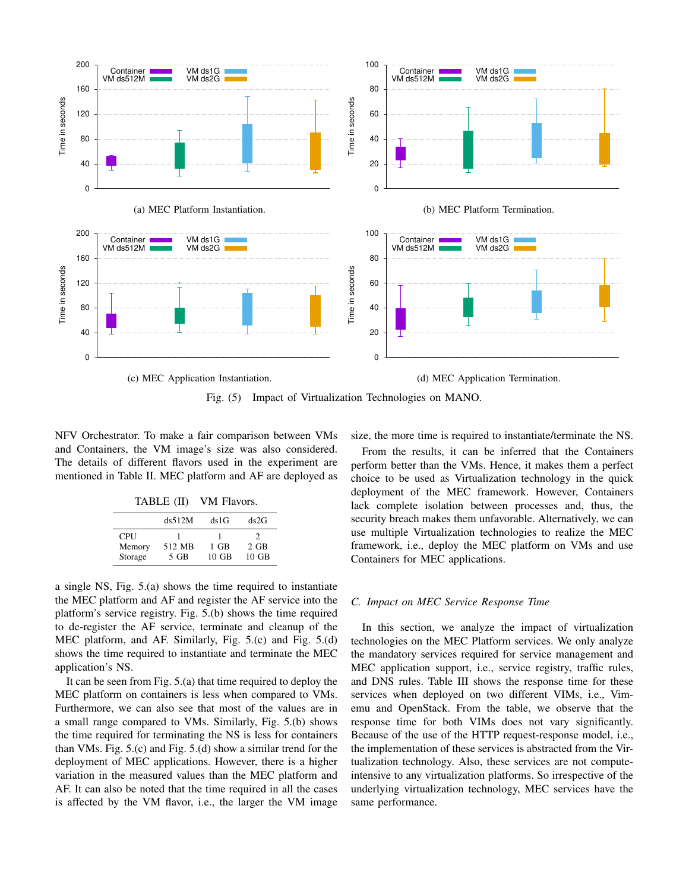(a) MEC Platform Instantiation.

(b) MEC Platform Termination.

(c) MEC Application Instantiation.

(d) MEC Application Termination.

Fig. (5) Impact of Virtualization Technologies on MANO.

NFV Orchestrator. To make a fair comparison between VMs and Containers, the VM image's size was also considered. The details of different flavors used in the experiment are mentioned in Table II. MEC platform and AF are deployed as a single NS, Fig. 5.(a) shows the time required to instantiate the MEC platform and AF and register the AF service into the platform's service registry. Fig. 5.(b) shows the time required to de-register the AF service, terminate and cleanup of the MEC platform, and AF. Similarly, Fig. 5.(c) and Fig. 5.(d) shows the time required to instantiate and terminate the MEC application's NS.

TABLE (II) VM Flavors.

| | ds512M | ds1G | ds2G |
|---|---|---|---|
| CPU | 1 | 1 | 2 |
| Memory | 512 MB | 1 GB | 2 GB |
| Storage | 5 GB | 10 GB | 10 GB |

It can be seen from Fig. 5.(a) that time required to deploy the MEC platform on containers is less when compared to VMs. Furthermore, we can also see that most of the values are in a small range compared to VMs. Similarly, Fig. 5.(b) shows the time required for terminating the NS is less for containers than VMs. Fig. 5.(c) and Fig. 5.(d) show a similar trend for the deployment of MEC applications. However, there is a higher variation in the measured values than the MEC platform and AF. It can also be noted that the time required in all the cases is affected by the VM flavor, i.e., the larger the VM image size, the more time is required to instantiate/terminate the NS.

From the results, it can be inferred that the Containers perform better than the VMs. Hence, it makes them a perfect choice to be used as Virtualization technology in the quick deployment of the MEC framework. However, Containers lack complete isolation between processes and, thus, the security breach makes them unfavorable. Alternatively, we can use multiple Virtualization technologies to realize the MEC framework, i.e., deploy the MEC platform on VMs and use Containers for MEC applications.

### C. Impact on MEC Service Response Time

In this section, we analyze the impact of virtualization technologies on the MEC Platform services. We only analyze the mandatory services required for service management and MEC application support, i.e., service registry, traffic rules, and DNS rules. Table III shows the response time for these services when deployed on two different VIMs, i.e., Vim-emu and OpenStack. From the table, we observe that the response time for both VIMs does not vary significantly. Because of the use of the HTTP request-response model, i.e., the implementation of these services is abstracted from the Virtualization technology. Also, these services are not compute-intensive to any virtualization platforms. So irrespective of the underlying virtualization technology, MEC services have the same performance.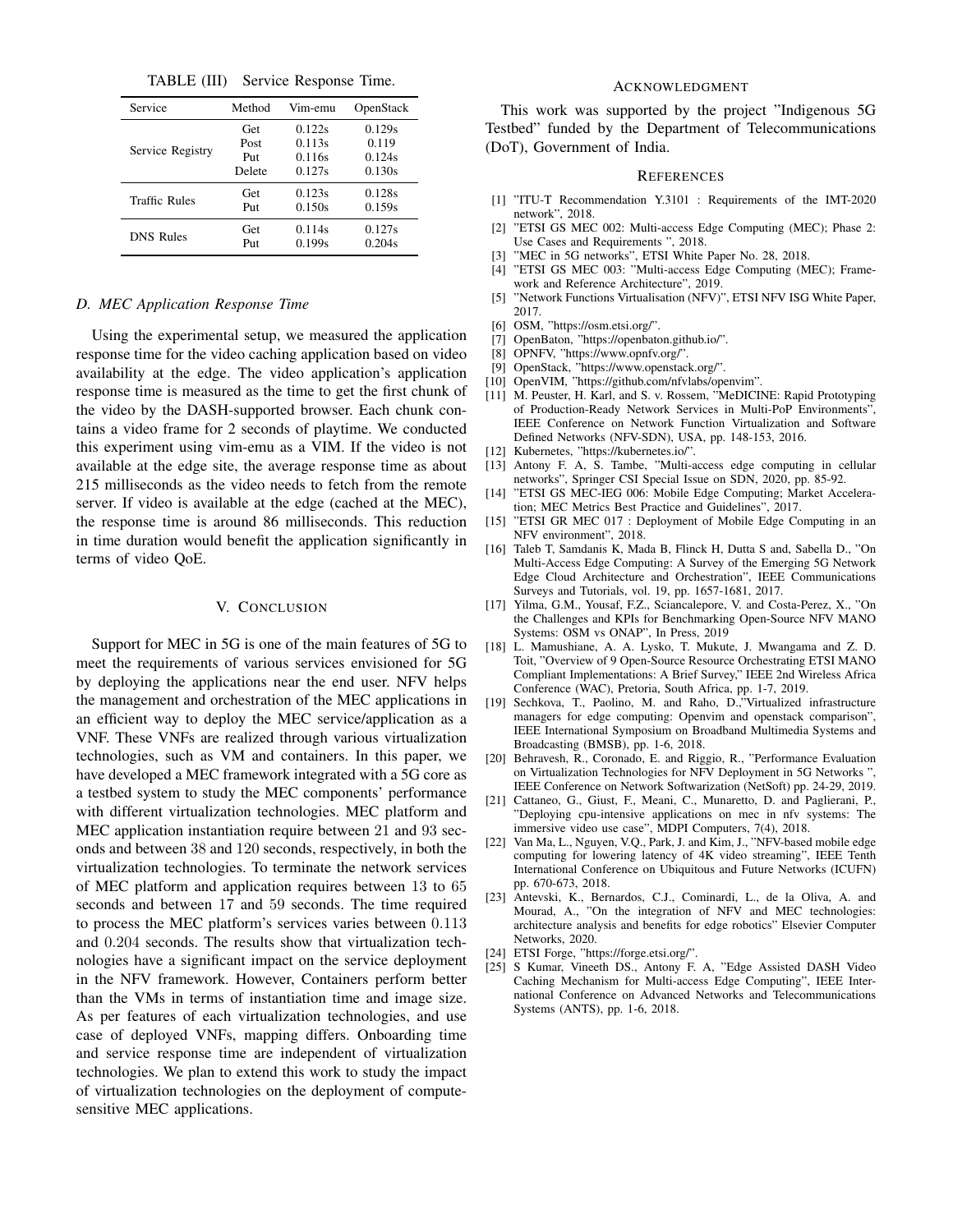TABLE (III) Service Response Time.

| Service | Method | Vim-emu | OpenStack |
|---|---|---|---|
| Service Registry | Get | 0.122s | 0.129s |
| | Post | 0.113s | 0.119 |
| | Put | 0.116s | 0.124s |
| | Delete | 0.127s | 0.130s |
| Traffic Rules | Get | 0.123s | 0.128s |
| | Put | 0.150s | 0.159s |
| DNS Rules | Get | 0.114s | 0.127s |
| | Put | 0.199s | 0.204s |

### *D. MEC Application Response Time*

Using the experimental setup, we measured the application response time for the video caching application based on video availability at the edge. The video application's application response time is measured as the time to get the first chunk of the video by the DASH-supported browser. Each chunk contains a video frame for 2 seconds of playtime. We conducted this experiment using vim-emu as a VIM. If the video is not available at the edge site, the average response time as about 215 milliseconds as the video needs to fetch from the remote server. If video is available at the edge (cached at the MEC), the response time is around 86 milliseconds. This reduction in time duration would benefit the application significantly in terms of video QoE.

## V. CONCLUSION

Support for MEC in 5G is one of the main features of 5G to meet the requirements of various services envisioned for 5G by deploying the applications near the end user. NFV helps the management and orchestration of the MEC applications in an efficient way to deploy the MEC service/application as a VNF. These VNFs are realized through various virtualization technologies, such as VM and containers. In this paper, we have developed a MEC framework integrated with a 5G core as a testbed system to study the MEC components' performance with different virtualization technologies. MEC platform and MEC application instantiation require between $21$ and $93$ seconds and between $38$ and $120$ seconds, respectively, in both the virtualization technologies. To terminate the network services of MEC platform and application requires between $13$ to $65$ seconds and between $17$ and $59$ seconds. The time required to process the MEC platform's services varies between $0.113$ and $0.204$ seconds. The results show that virtualization technologies have a significant impact on the service deployment in the NFV framework. However, Containers perform better than the VMs in terms of instantiation time and image size. As per features of each virtualization technologies, and use case of deployed VNFs, mapping differs. Onboarding time and service response time are independent of virtualization technologies. We plan to extend this work to study the impact of virtualization technologies on the deployment of compute-sensitive MEC applications.

## ACKNOWLEDGMENT

This work was supported by the project "Indigenous 5G Testbed" funded by the Department of Telecommunications (DoT), Government of India.

## REFERENCES

[1] "ITU-T Recommendation Y.3101 : Requirements of the IMT-2020 network", 2018.
[2] "ETSI GS MEC 002: Multi-access Edge Computing (MEC); Phase 2: Use Cases and Requirements ", 2018.
[3] "MEC in 5G networks", ETSI White Paper No. 28, 2018.
[4] "ETSI GS MEC 003: "Multi-access Edge Computing (MEC); Framework and Reference Architecture", 2019.
[5] "Network Functions Virtualisation (NFV)", ETSI NFV ISG White Paper, 2017.
[6] OSM, "https://osm.etsi.org/".
[7] OpenBaton, "https://openbaton.github.io/".
[8] OPNFV, "https://www.opnfv.org/".
[9] OpenStack, "https://www.openstack.org/".
[10] OpenVIM, "https://github.com/nfvlabs/openvim".
[11] M. Peuster, H. Karl, and S. v. Rossem, "MeDICINE: Rapid Prototyping of Production-Ready Network Services in Multi-PoP Environments", IEEE Conference on Network Function Virtualization and Software Defined Networks (NFV-SDN), USA, pp. 148-153, 2016.
[12] Kubernetes, "https://kubernetes.io/".
[13] Antony F. A, S. Tambe, "Multi-access edge computing in cellular networks", Springer CSI Special Issue on SDN, 2020, pp. 85-92.
[14] "ETSI GS MEC-IEG 006: Mobile Edge Computing; Market Acceleration; MEC Metrics Best Practice and Guidelines", 2017.
[15] "ETSI GR MEC 017 : Deployment of Mobile Edge Computing in an NFV environment", 2018.
[16] Taleb T, Samdanis K, Mada B, Flinck H, Dutta S and, Sabella D., "On Multi-Access Edge Computing: A Survey of the Emerging 5G Network Edge Cloud Architecture and Orchestration", IEEE Communications Surveys and Tutorials, vol. 19, pp. 1657-1681, 2017.
[17] Yilma, G.M., Yousaf, F.Z., Sciancalepore, V. and Costa-Perez, X., "On the Challenges and KPIs for Benchmarking Open-Source NFV MANO Systems: OSM vs ONAP", In Press, 2019
[18] L. Mamushiane, A. A. Lysko, T. Mukute, J. Mwangama and Z. D. Toit, "Overview of 9 Open-Source Resource Orchestrating ETSI MANO Compliant Implementations: A Brief Survey," IEEE 2nd Wireless Africa Conference (WAC), Pretoria, South Africa, pp. 1-7, 2019.
[19] Sechkova, T., Paolino, M. and Raho, D.,"Virtualized infrastructure managers for edge computing: Openvim and openstack comparison", IEEE International Symposium on Broadband Multimedia Systems and Broadcasting (BMSB), pp. 1-6, 2018.
[20] Behravesh, R., Coronado, E. and Riggio, R., "Performance Evaluation on Virtualization Technologies for NFV Deployment in 5G Networks ", IEEE Conference on Network Softwarization (NetSoft) pp. 24-29, 2019.
[21] Cattaneo, G., Giust, F., Meani, C., Munaretto, D. and Paglierani, P., "Deploying cpu-intensive applications on mec in nfv systems: The immersive video use case", MDPI Computers, 7(4), 2018.
[22] Van Ma, L., Nguyen, V.Q., Park, J. and Kim, J., "NFV-based mobile edge computing for lowering latency of 4K video streaming", IEEE Tenth International Conference on Ubiquitous and Future Networks (ICUFN) pp. 670-673, 2018.
[23] Antevski, K., Bernardos, C.J., Cominardi, L., de la Oliva, A. and Mourad, A., "On the integration of NFV and MEC technologies: architecture analysis and benefits for edge robotics" Elsevier Computer Networks, 2020.
[24] ETSI Forge, "https://forge.etsi.org/".
[25] S Kumar, Vineeth DS., Antony F. A, "Edge Assisted DASH Video Caching Mechanism for Multi-access Edge Computing", IEEE International Conference on Advanced Networks and Telecommunications Systems (ANTS), pp. 1-6, 2018.